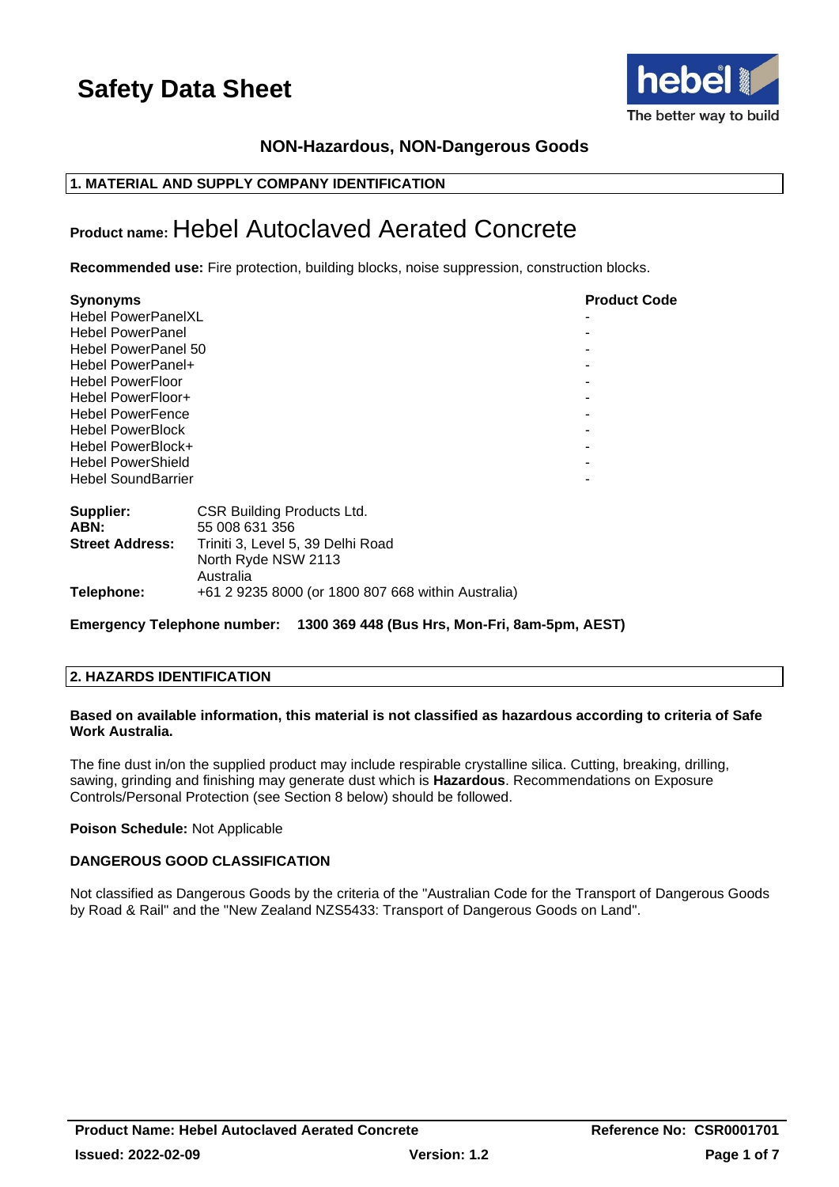# Safety Data Sheet

**NON-Hazardous, NON-Dangerous Goods**

## 1. MATERIAL AND SUPPLY COMPANY IDENTIFICATION

**Product name:** Hebel Autoclaved Aerated Concrete

**Recommended use:** Fire protection, building blocks, noise suppression, construction blocks.

| Synonyms | Product Code |
|---|---|
| Hebel PowerPanelXL | - |
| Hebel PowerPanel | - |
| Hebel PowerPanel 50 | - |
| Hebel PowerPanel+ | - |
| Hebel PowerFloor | - |
| Hebel PowerFloor+ | - |
| Hebel PowerFence | - |
| Hebel PowerBlock | - |
| Hebel PowerBlock+ | - |
| Hebel PowerShield | - |
| Hebel SoundBarrier | - |

**Supplier:** CSR Building Products Ltd.
**ABN:** 55 008 631 356
**Street Address:** Triniti 3, Level 5, 39 Delhi Road
North Ryde NSW 2113
Australia
**Telephone:** +61 2 9235 8000 (or 1800 807 668 within Australia)

**Emergency Telephone number: 1300 369 448 (Bus Hrs, Mon-Fri, 8am-5pm, AEST)**

## 2. HAZARDS IDENTIFICATION

**Based on available information, this material is not classified as hazardous according to criteria of Safe Work Australia.**

The fine dust in/on the supplied product may include respirable crystalline silica. Cutting, breaking, drilling, sawing, grinding and finishing may generate dust which is **Hazardous**. Recommendations on Exposure Controls/Personal Protection (see Section 8 below) should be followed.

**Poison Schedule:** Not Applicable

**DANGEROUS GOOD CLASSIFICATION**

Not classified as Dangerous Goods by the criteria of the "Australian Code for the Transport of Dangerous Goods by Road & Rail" and the "New Zealand NZS5433: Transport of Dangerous Goods on Land".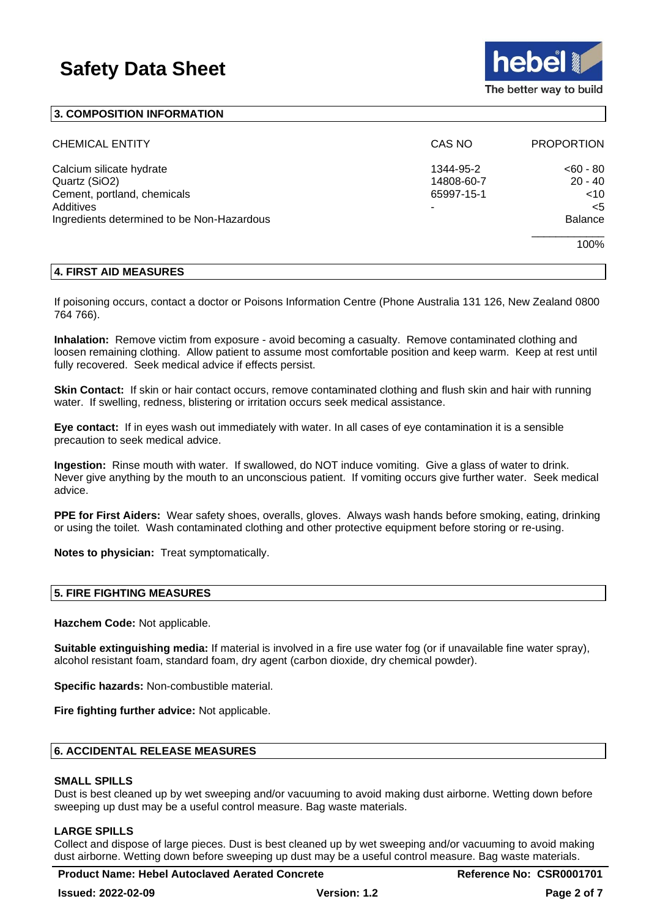## 3. COMPOSITION INFORMATION

| CHEMICAL ENTITY | CAS NO | PROPORTION |
|---|---|---|
| Calcium silicate hydrate | 1344-95-2 | <60 - 80 |
| Quartz ($SiO_2$) | 14808-60-7 | 20 - 40 |
| Cement, portland, chemicals | 65997-15-1 | <10 |
| Additives | - | <5 |
| Ingredients determined to be Non-Hazardous | | Balance |
| | | 100% |

## 4. FIRST AID MEASURES

If poisoning occurs, contact a doctor or Poisons Information Centre (Phone Australia 131 126, New Zealand 0800 764 766).

**Inhalation:** Remove victim from exposure - avoid becoming a casualty. Remove contaminated clothing and loosen remaining clothing. Allow patient to assume most comfortable position and keep warm. Keep at rest until fully recovered. Seek medical advice if effects persist.

**Skin Contact:** If skin or hair contact occurs, remove contaminated clothing and flush skin and hair with running water. If swelling, redness, blistering or irritation occurs seek medical assistance.

**Eye contact:** If in eyes wash out immediately with water. In all cases of eye contamination it is a sensible precaution to seek medical advice.

**Ingestion:** Rinse mouth with water. If swallowed, do NOT induce vomiting. Give a glass of water to drink. Never give anything by the mouth to an unconscious patient. If vomiting occurs give further water. Seek medical advice.

**PPE for First Aiders:** Wear safety shoes, overalls, gloves. Always wash hands before smoking, eating, drinking or using the toilet. Wash contaminated clothing and other protective equipment before storing or re-using.

**Notes to physician:** Treat symptomatically.

## 5. FIRE FIGHTING MEASURES

**Hazchem Code:** Not applicable.

**Suitable extinguishing media:** If material is involved in a fire use water fog (or if unavailable fine water spray), alcohol resistant foam, standard foam, dry agent (carbon dioxide, dry chemical powder).

**Specific hazards:** Non-combustible material.

**Fire fighting further advice:** Not applicable.

## 6. ACCIDENTAL RELEASE MEASURES

### SMALL SPILLS

Dust is best cleaned up by wet sweeping and/or vacuuming to avoid making dust airborne. Wetting down before sweeping up dust may be a useful control measure. Bag waste materials.

### LARGE SPILLS

Collect and dispose of large pieces. Dust is best cleaned up by wet sweeping and/or vacuuming to avoid making dust airborne. Wetting down before sweeping up dust may be a useful control measure. Bag waste materials.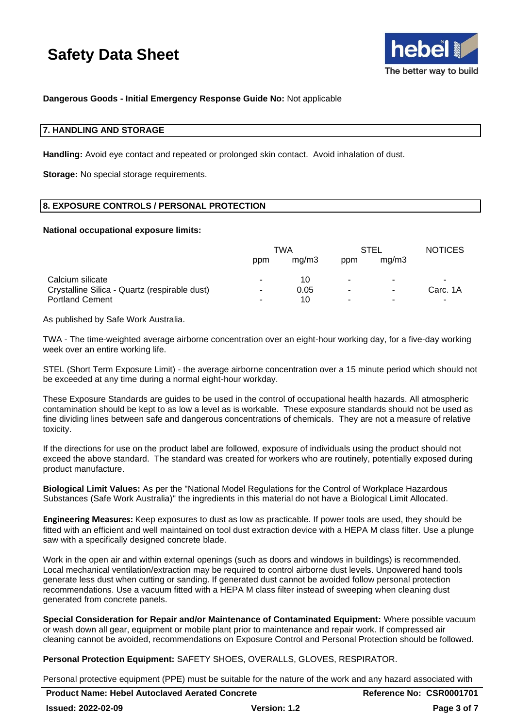**Dangerous Goods - Initial Emergency Response Guide No:** Not applicable

## 7. HANDLING AND STORAGE

**Handling:** Avoid eye contact and repeated or prolonged skin contact. Avoid inhalation of dust.

**Storage:** No special storage requirements.

## 8. EXPOSURE CONTROLS / PERSONAL PROTECTION

**National occupational exposure limits:**

| | TWA | | STEL | | NOTICES |
|---|---|---|---|---|---|
| | ppm | mg/m3 | ppm | mg/m3 | |
| Calcium silicate | - | 10 | - | - | - |
| Crystalline Silica - Quartz (respirable dust) | - | 0.05 | - | - | Carc. 1A |
| Portland Cement | - | 10 | - | - | - |

As published by Safe Work Australia.

TWA - The time-weighted average airborne concentration over an eight-hour working day, for a five-day working week over an entire working life.

STEL (Short Term Exposure Limit) - the average airborne concentration over a 15 minute period which should not be exceeded at any time during a normal eight-hour workday.

These Exposure Standards are guides to be used in the control of occupational health hazards. All atmospheric contamination should be kept to as low a level as is workable. These exposure standards should not be used as fine dividing lines between safe and dangerous concentrations of chemicals. They are not a measure of relative toxicity.

If the directions for use on the product label are followed, exposure of individuals using the product should not exceed the above standard. The standard was created for workers who are routinely, potentially exposed during product manufacture.

**Biological Limit Values:** As per the "National Model Regulations for the Control of Workplace Hazardous Substances (Safe Work Australia)" the ingredients in this material do not have a Biological Limit Allocated.

**Engineering Measures:** Keep exposures to dust as low as practicable. If power tools are used, they should be fitted with an efficient and well maintained on tool dust extraction device with a HEPA M class filter. Use a plunge saw with a specifically designed concrete blade.

Work in the open air and within external openings (such as doors and windows in buildings) is recommended. Local mechanical ventilation/extraction may be required to control airborne dust levels. Unpowered hand tools generate less dust when cutting or sanding. If generated dust cannot be avoided follow personal protection recommendations. Use a vacuum fitted with a HEPA M class filter instead of sweeping when cleaning dust generated from concrete panels.

**Special Consideration for Repair and/or Maintenance of Contaminated Equipment:** Where possible vacuum or wash down all gear, equipment or mobile plant prior to maintenance and repair work. If compressed air cleaning cannot be avoided, recommendations on Exposure Control and Personal Protection should be followed.

**Personal Protection Equipment:** SAFETY SHOES, OVERALLS, GLOVES, RESPIRATOR.

Personal protective equipment (PPE) must be suitable for the nature of the work and any hazard associated with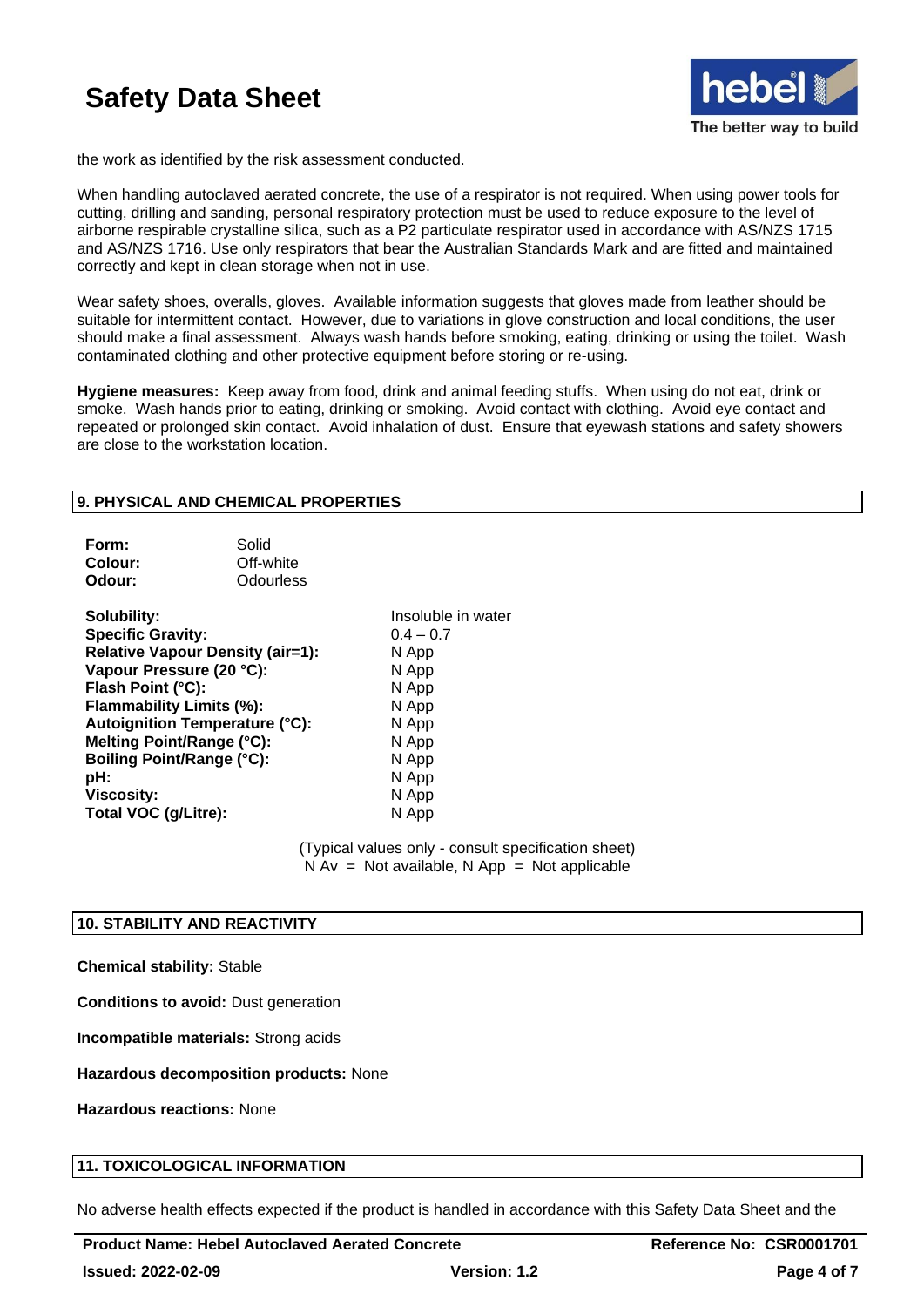the work as identified by the risk assessment conducted.

When handling autoclaved aerated concrete, the use of a respirator is not required. When using power tools for cutting, drilling and sanding, personal respiratory protection must be used to reduce exposure to the level of airborne respirable crystalline silica, such as a P2 particulate respirator used in accordance with AS/NZS 1715 and AS/NZS 1716. Use only respirators that bear the Australian Standards Mark and are fitted and maintained correctly and kept in clean storage when not in use.

Wear safety shoes, overalls, gloves. Available information suggests that gloves made from leather should be suitable for intermittent contact. However, due to variations in glove construction and local conditions, the user should make a final assessment. Always wash hands before smoking, eating, drinking or using the toilet. Wash contaminated clothing and other protective equipment before storing or re-using.

**Hygiene measures:** Keep away from food, drink and animal feeding stuffs. When using do not eat, drink or smoke. Wash hands prior to eating, drinking or smoking. Avoid contact with clothing. Avoid eye contact and repeated or prolonged skin contact. Avoid inhalation of dust. Ensure that eyewash stations and safety showers are close to the workstation location.

## 9. PHYSICAL AND CHEMICAL PROPERTIES

| | |
|---|---|
| **Form:** | Solid |
| **Colour:** | Off-white |
| **Odour:** | Odourless |

| | |
|---|---|
| **Solubility:** | Insoluble in water |
| **Specific Gravity:** | 0.4 – 0.7 |
| **Relative Vapour Density (air=1):** | N App |
| **Vapour Pressure (20 °C):** | N App |
| **Flash Point (°C):** | N App |
| **Flammability Limits (%):** | N App |
| **Autoignition Temperature (°C):** | N App |
| **Melting Point/Range (°C):** | N App |
| **Boiling Point/Range (°C):** | N App |
| **pH:** | N App |
| **Viscosity:** | N App |
| **Total VOC (g/Litre):** | N App |

(Typical values only - consult specification sheet)
N Av = Not available, N App = Not applicable

## 10. STABILITY AND REACTIVITY

**Chemical stability:** Stable

**Conditions to avoid:** Dust generation

**Incompatible materials:** Strong acids

**Hazardous decomposition products:** None

**Hazardous reactions:** None

## 11. TOXICOLOGICAL INFORMATION

No adverse health effects expected if the product is handled in accordance with this Safety Data Sheet and the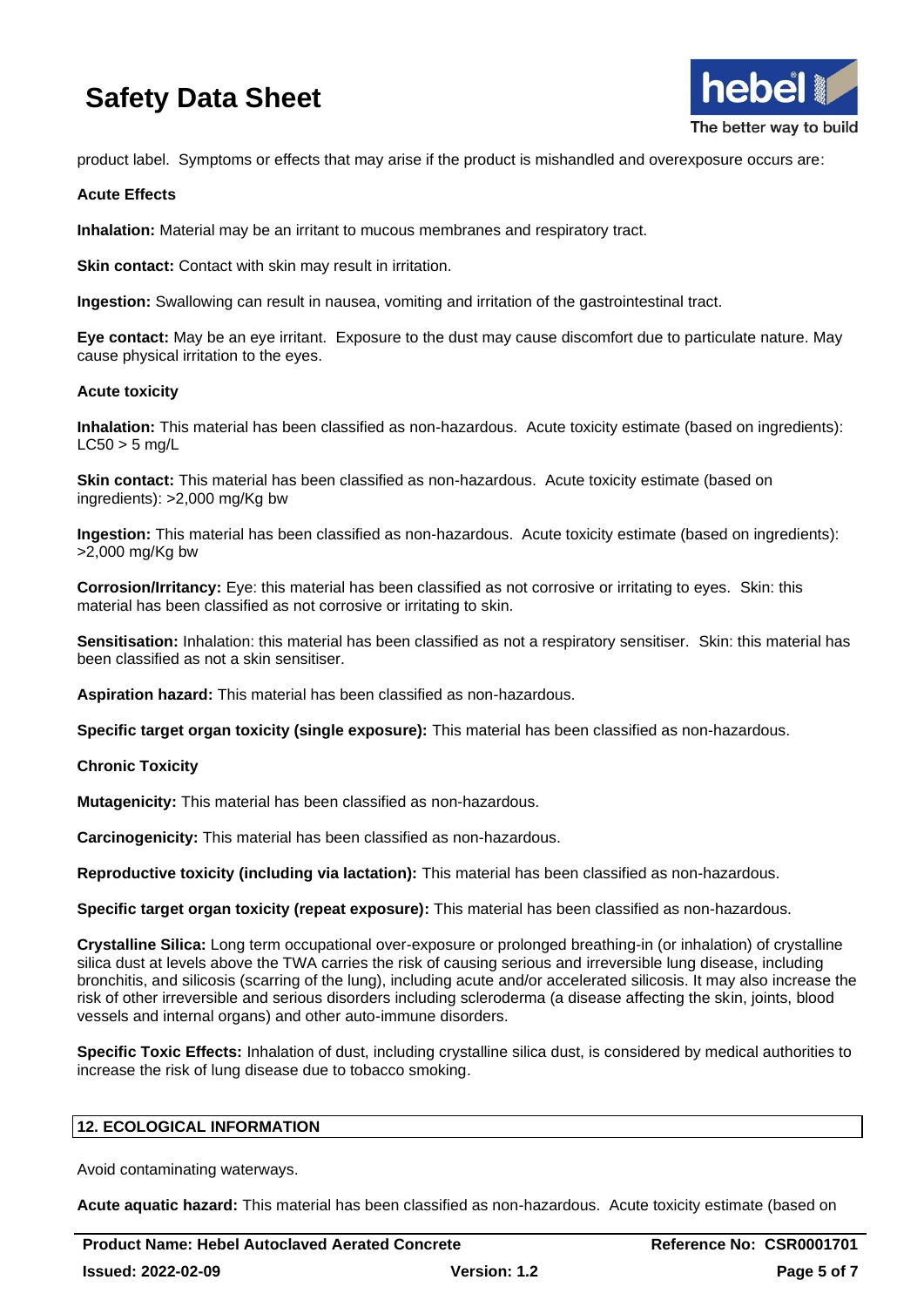product label. Symptoms or effects that may arise if the product is mishandled and overexposure occurs are:

**Acute Effects**

**Inhalation:** Material may be an irritant to mucous membranes and respiratory tract.

**Skin contact:** Contact with skin may result in irritation.

**Ingestion:** Swallowing can result in nausea, vomiting and irritation of the gastrointestinal tract.

**Eye contact:** May be an eye irritant. Exposure to the dust may cause discomfort due to particulate nature. May cause physical irritation to the eyes.

**Acute toxicity**

**Inhalation:** This material has been classified as non-hazardous. Acute toxicity estimate (based on ingredients): LC50 > 5 mg/L

**Skin contact:** This material has been classified as non-hazardous. Acute toxicity estimate (based on ingredients): >2,000 mg/Kg bw

**Ingestion:** This material has been classified as non-hazardous. Acute toxicity estimate (based on ingredients): >2,000 mg/Kg bw

**Corrosion/Irritancy:** Eye: this material has been classified as not corrosive or irritating to eyes. Skin: this material has been classified as not corrosive or irritating to skin.

**Sensitisation:** Inhalation: this material has been classified as not a respiratory sensitiser. Skin: this material has been classified as not a skin sensitiser.

**Aspiration hazard:** This material has been classified as non-hazardous.

**Specific target organ toxicity (single exposure):** This material has been classified as non-hazardous.

**Chronic Toxicity**

**Mutagenicity:** This material has been classified as non-hazardous.

**Carcinogenicity:** This material has been classified as non-hazardous.

**Reproductive toxicity (including via lactation):** This material has been classified as non-hazardous.

**Specific target organ toxicity (repeat exposure):** This material has been classified as non-hazardous.

**Crystalline Silica:** Long term occupational over-exposure or prolonged breathing-in (or inhalation) of crystalline silica dust at levels above the TWA carries the risk of causing serious and irreversible lung disease, including bronchitis, and silicosis (scarring of the lung), including acute and/or accelerated silicosis. It may also increase the risk of other irreversible and serious disorders including scleroderma (a disease affecting the skin, joints, blood vessels and internal organs) and other auto-immune disorders.

**Specific Toxic Effects:** Inhalation of dust, including crystalline silica dust, is considered by medical authorities to increase the risk of lung disease due to tobacco smoking.

## 12. ECOLOGICAL INFORMATION

Avoid contaminating waterways.

**Acute aquatic hazard:** This material has been classified as non-hazardous. Acute toxicity estimate (based on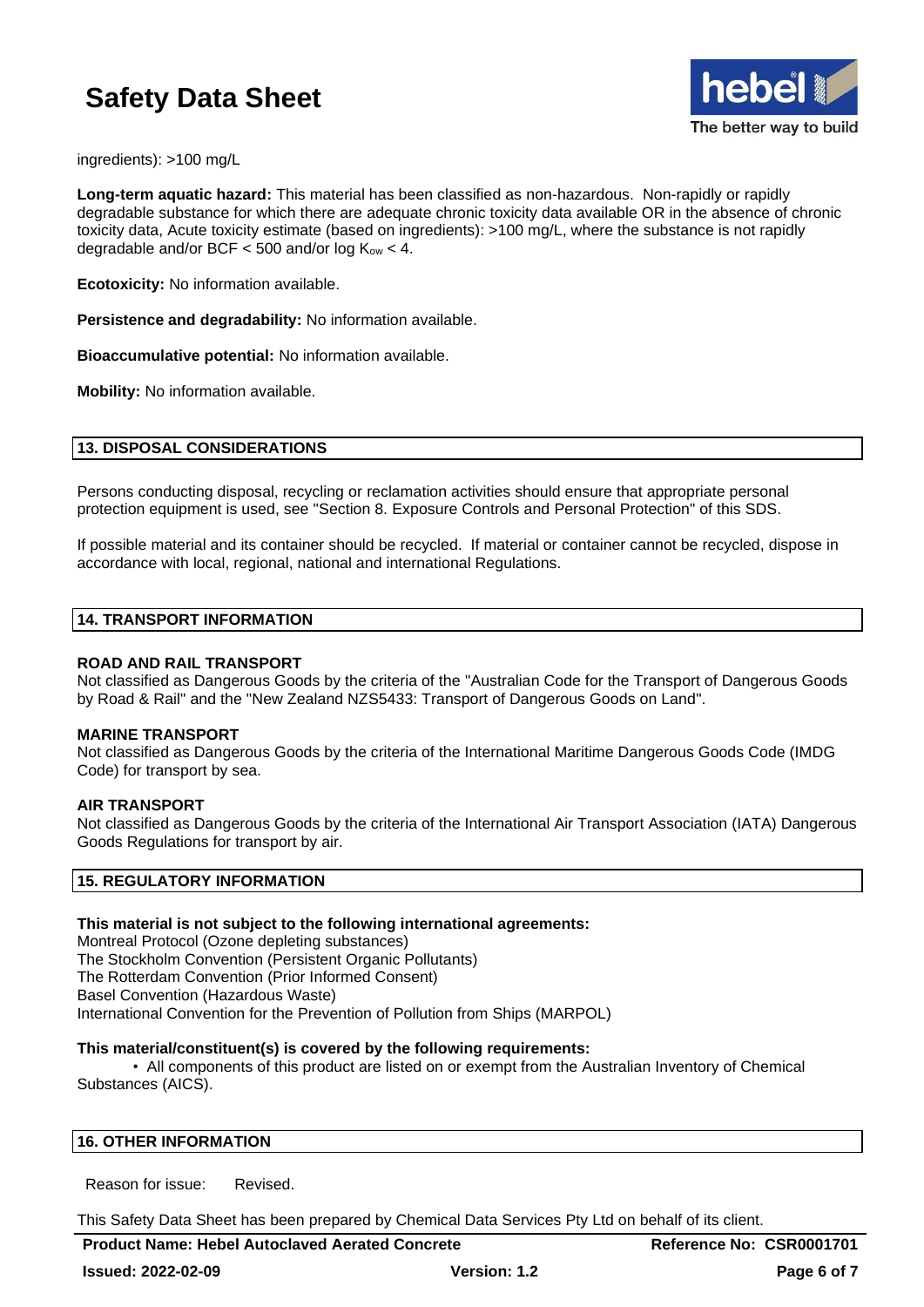ingredients): >100 mg/L

**Long-term aquatic hazard:** This material has been classified as non-hazardous. Non-rapidly or rapidly degradable substance for which there are adequate chronic toxicity data available OR in the absence of chronic toxicity data, Acute toxicity estimate (based on ingredients): >100 mg/L, where the substance is not rapidly degradable and/or BCF < 500 and/or log $K_{ow}$ < 4.

**Ecotoxicity:** No information available.

**Persistence and degradability:** No information available.

**Bioaccumulative potential:** No information available.

**Mobility:** No information available.

## 13. DISPOSAL CONSIDERATIONS

Persons conducting disposal, recycling or reclamation activities should ensure that appropriate personal protection equipment is used, see "Section 8. Exposure Controls and Personal Protection" of this SDS.

If possible material and its container should be recycled. If material or container cannot be recycled, dispose in accordance with local, regional, national and international Regulations.

## 14. TRANSPORT INFORMATION

**ROAD AND RAIL TRANSPORT**
Not classified as Dangerous Goods by the criteria of the "Australian Code for the Transport of Dangerous Goods by Road & Rail" and the "New Zealand NZS5433: Transport of Dangerous Goods on Land".

**MARINE TRANSPORT**
Not classified as Dangerous Goods by the criteria of the International Maritime Dangerous Goods Code (IMDG Code) for transport by sea.

**AIR TRANSPORT**
Not classified as Dangerous Goods by the criteria of the International Air Transport Association (IATA) Dangerous Goods Regulations for transport by air.

## 15. REGULATORY INFORMATION

**This material is not subject to the following international agreements:**
Montreal Protocol (Ozone depleting substances)
The Stockholm Convention (Persistent Organic Pollutants)
The Rotterdam Convention (Prior Informed Consent)
Basel Convention (Hazardous Waste)
International Convention for the Prevention of Pollution from Ships (MARPOL)

**This material/constituent(s) is covered by the following requirements:**

- All components of this product are listed on or exempt from the Australian Inventory of Chemical Substances (AICS).

## 16. OTHER INFORMATION

Reason for issue: Revised.

This Safety Data Sheet has been prepared by Chemical Data Services Pty Ltd on behalf of its client.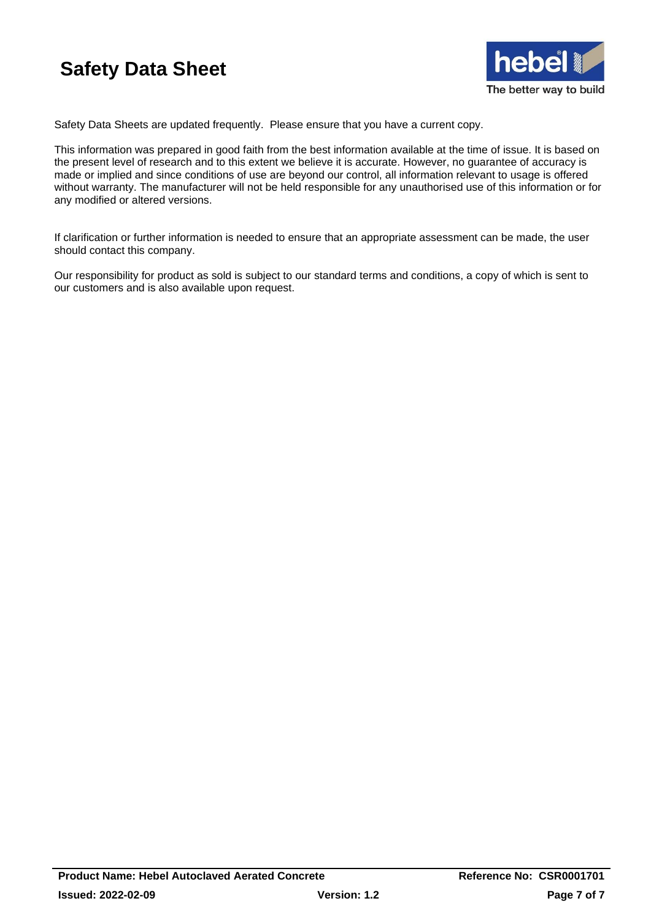Safety Data Sheets are updated frequently. Please ensure that you have a current copy.

This information was prepared in good faith from the best information available at the time of issue. It is based on the present level of research and to this extent we believe it is accurate. However, no guarantee of accuracy is made or implied and since conditions of use are beyond our control, all information relevant to usage is offered without warranty. The manufacturer will not be held responsible for any unauthorised use of this information or for any modified or altered versions.

If clarification or further information is needed to ensure that an appropriate assessment can be made, the user should contact this company.

Our responsibility for product as sold is subject to our standard terms and conditions, a copy of which is sent to our customers and is also available upon request.